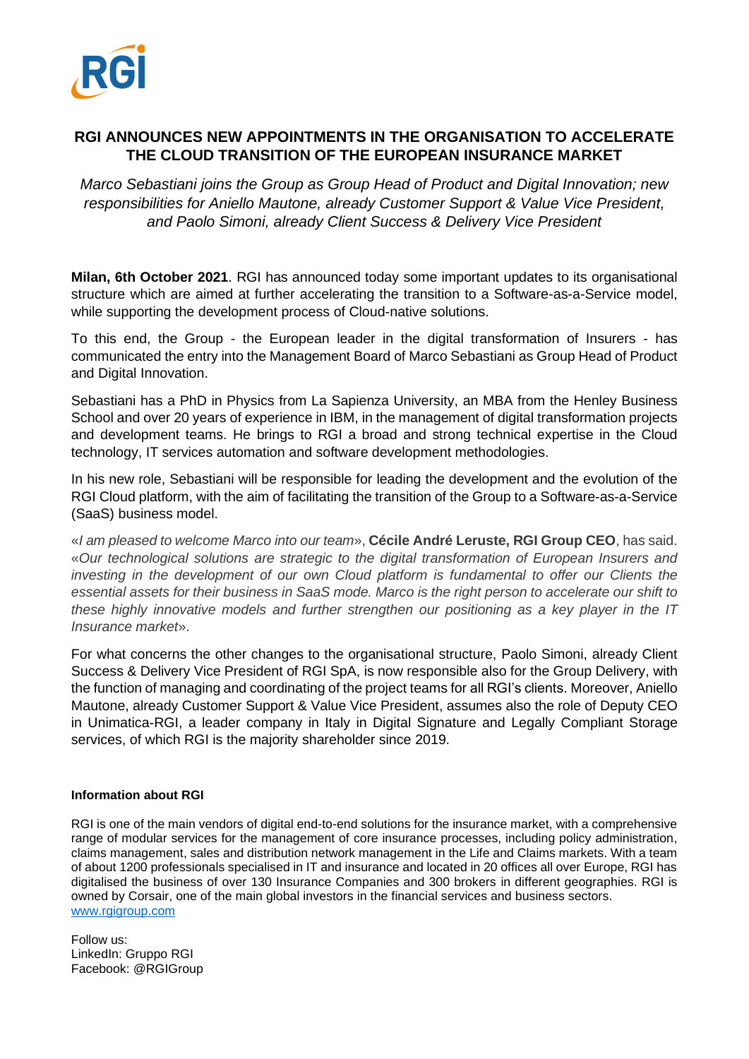# RGI ANNOUNCES NEW APPOINTMENTS IN THE ORGANISATION TO ACCELERATE THE CLOUD TRANSITION OF THE EUROPEAN INSURANCE MARKET

*Marco Sebastiani joins the Group as Group Head of Product and Digital Innovation; new responsibilities for Aniello Mautone, already Customer Support & Value Vice President, and Paolo Simoni, already Client Success & Delivery Vice President*

**Milan, 6th October 2021**. RGI has announced today some important updates to its organisational structure which are aimed at further accelerating the transition to a Software-as-a-Service model, while supporting the development process of Cloud-native solutions.

To this end, the Group - the European leader in the digital transformation of Insurers - has communicated the entry into the Management Board of Marco Sebastiani as Group Head of Product and Digital Innovation.

Sebastiani has a PhD in Physics from La Sapienza University, an MBA from the Henley Business School and over 20 years of experience in IBM, in the management of digital transformation projects and development teams. He brings to RGI a broad and strong technical expertise in the Cloud technology, IT services automation and software development methodologies.

In his new role, Sebastiani will be responsible for leading the development and the evolution of the RGI Cloud platform, with the aim of facilitating the transition of the Group to a Software-as-a-Service (SaaS) business model.

«*I am pleased to welcome Marco into our team*», **Cécile André Leruste, RGI Group CEO**, has said. «*Our technological solutions are strategic to the digital transformation of European Insurers and investing in the development of our own Cloud platform is fundamental to offer our Clients the essential assets for their business in SaaS mode. Marco is the right person to accelerate our shift to these highly innovative models and further strengthen our positioning as a key player in the IT Insurance market*».

For what concerns the other changes to the organisational structure, Paolo Simoni, already Client Success & Delivery Vice President of RGI SpA, is now responsible also for the Group Delivery, with the function of managing and coordinating of the project teams for all RGI's clients. Moreover, Aniello Mautone, already Customer Support & Value Vice President, assumes also the role of Deputy CEO in Unimatica-RGI, a leader company in Italy in Digital Signature and Legally Compliant Storage services, of which RGI is the majority shareholder since 2019.

**Information about RGI**

RGI is one of the main vendors of digital end-to-end solutions for the insurance market, with a comprehensive range of modular services for the management of core insurance processes, including policy administration, claims management, sales and distribution network management in the Life and Claims markets. With a team of about 1200 professionals specialised in IT and insurance and located in 20 offices all over Europe, RGI has digitalised the business of over 130 Insurance Companies and 300 brokers in different geographies. RGI is owned by Corsair, one of the main global investors in the financial services and business sectors.
www.rgigroup.com

Follow us:
LinkedIn: Gruppo RGI
Facebook: @RGIGroup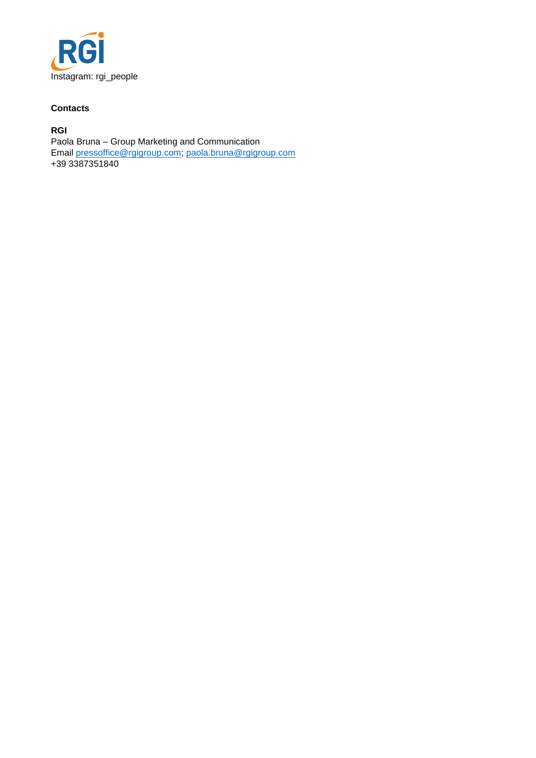Instagram: rgi_people

**Contacts**

**RGI**
Paola Bruna – Group Marketing and Communication
Email pressoffice@rgigroup.com; paola.bruna@rgigroup.com
+39 3387351840